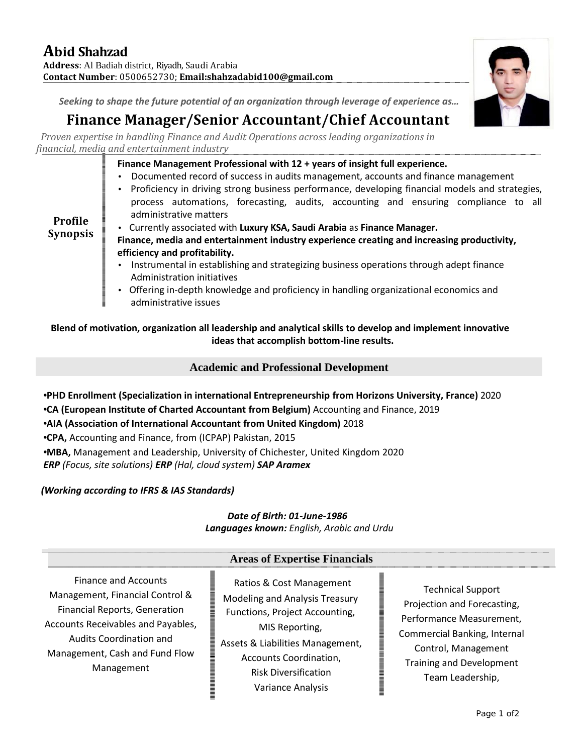# Abid Shahzad

**Address**: Al Badiah district, Riyadh, Saudi Arabia
**Contact Number**: 0500652730; **Email:shahzadabid100@gmail.com**

***Seeking to shape the future potential of an organization through leverage of experience as…***

## Finance Manager/Senior Accountant/Chief Accountant

*Proven expertise in handling Finance and Audit Operations across leading organizations in financial, media and entertainment industry*

### Profile Synopsis

**Finance Management Professional with 12 + years of insight full experience.**

- Documented record of success in audits management, accounts and finance management
- Proficiency in driving strong business performance, developing financial models and strategies, process automations, forecasting, audits, accounting and ensuring compliance to all administrative matters
- Currently associated with **Luxury KSA, Saudi Arabia** as **Finance Manager.**

**Finance, media and entertainment industry experience creating and increasing productivity, efficiency and profitability.**

- Instrumental in establishing and strategizing business operations through adept finance Administration initiatives
- Offering in-depth knowledge and proficiency in handling organizational economics and administrative issues

**Blend of motivation, organization all leadership and analytical skills to develop and implement innovative ideas that accomplish bottom-line results.**

## Academic and Professional Development

- **PHD Enrollment (Specialization in international Entrepreneurship from Horizons University, France)** 2020
- **CA (European Institute of Charted Accountant from Belgium)** Accounting and Finance, 2019
- **AIA (Association of International Accountant from United Kingdom)** 2018
- **CPA,** Accounting and Finance, from (ICPAP) Pakistan, 2015
- **MBA,** Management and Leadership, University of Chichester, United Kingdom 2020

***ERP*** *(Focus, site solutions)* ***ERP*** *(Hal, cloud system)* ***SAP Aramex***

***(Working according to IFRS & IAS Standards)***

***Date of Birth: 01-June-1986***
***Languages known:*** *English, Arabic and Urdu*

## Areas of Expertise Financials

Finance and Accounts Management, Financial Control & Financial Reports, Generation Accounts Receivables and Payables, Audits Coordination and Management, Cash and Fund Flow Management

Ratios & Cost Management Modeling and Analysis Treasury Functions, Project Accounting, MIS Reporting, Assets & Liabilities Management, Accounts Coordination, Risk Diversification Variance Analysis

Technical Support Projection and Forecasting, Performance Measurement, Commercial Banking, Internal Control, Management Training and Development Team Leadership,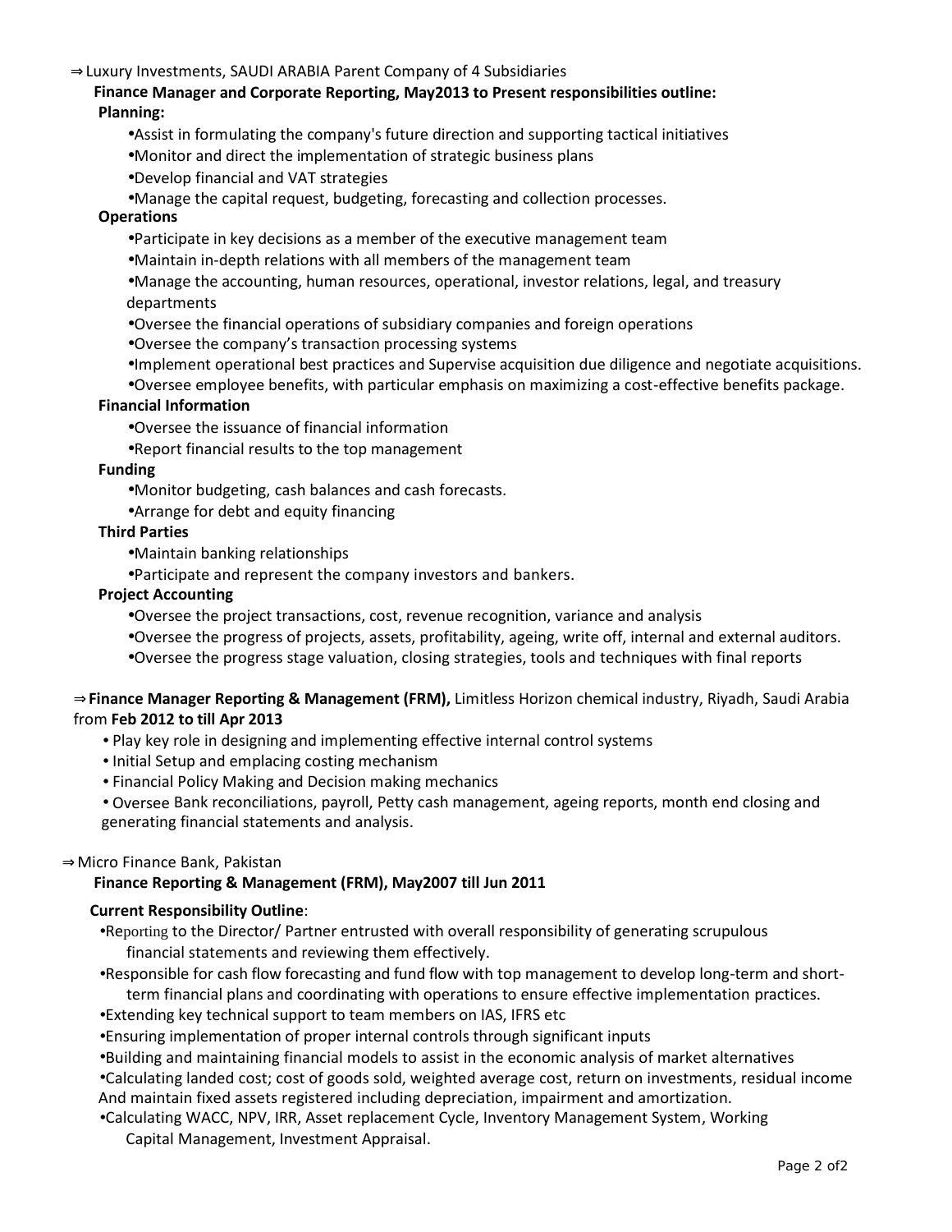⇒ Luxury Investments, SAUDI ARABIA Parent Company of 4 Subsidiaries

**Finance Manager and Corporate Reporting, May2013 to Present responsibilities outline:**

**Planning:**

- Assist in formulating the company's future direction and supporting tactical initiatives
- Monitor and direct the implementation of strategic business plans
- Develop financial and VAT strategies
- Manage the capital request, budgeting, forecasting and collection processes.

**Operations**

- Participate in key decisions as a member of the executive management team
- Maintain in-depth relations with all members of the management team
- Manage the accounting, human resources, operational, investor relations, legal, and treasury departments
- Oversee the financial operations of subsidiary companies and foreign operations
- Oversee the company's transaction processing systems
- Implement operational best practices and Supervise acquisition due diligence and negotiate acquisitions.
- Oversee employee benefits, with particular emphasis on maximizing a cost-effective benefits package.

**Financial Information**

- Oversee the issuance of financial information
- Report financial results to the top management

**Funding**

- Monitor budgeting, cash balances and cash forecasts.
- Arrange for debt and equity financing

**Third Parties**

- Maintain banking relationships
- Participate and represent the company investors and bankers.

**Project Accounting**

- Oversee the project transactions, cost, revenue recognition, variance and analysis
- Oversee the progress of projects, assets, profitability, ageing, write off, internal and external auditors.
- Oversee the progress stage valuation, closing strategies, tools and techniques with final reports

⇒ **Finance Manager Reporting & Management (FRM),** Limitless Horizon chemical industry, Riyadh, Saudi Arabia from **Feb 2012 to till Apr 2013**

- Play key role in designing and implementing effective internal control systems
- Initial Setup and emplacing costing mechanism
- Financial Policy Making and Decision making mechanics
- Oversee Bank reconciliations, payroll, Petty cash management, ageing reports, month end closing and generating financial statements and analysis.

⇒ Micro Finance Bank, Pakistan

**Finance Reporting & Management (FRM), May2007 till Jun 2011**

**Current Responsibility Outline**:

- Reporting to the Director/ Partner entrusted with overall responsibility of generating scrupulous financial statements and reviewing them effectively.
- Responsible for cash flow forecasting and fund flow with top management to develop long-term and short-term financial plans and coordinating with operations to ensure effective implementation practices.
- Extending key technical support to team members on IAS, IFRS etc
- Ensuring implementation of proper internal controls through significant inputs
- Building and maintaining financial models to assist in the economic analysis of market alternatives
- Calculating landed cost; cost of goods sold, weighted average cost, return on investments, residual income And maintain fixed assets registered including depreciation, impairment and amortization.
- Calculating WACC, NPV, IRR, Asset replacement Cycle, Inventory Management System, Working Capital Management, Investment Appraisal.